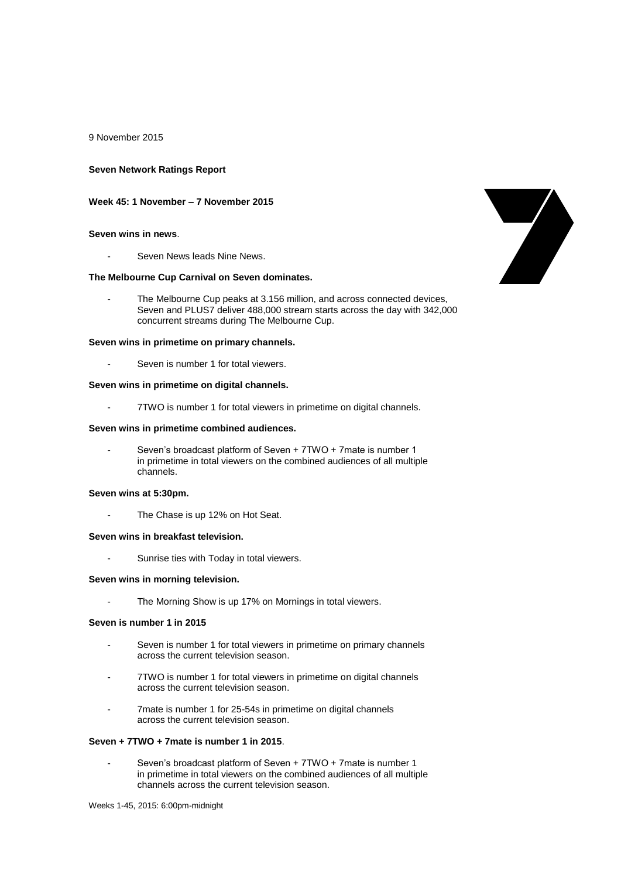9 November 2015

**Seven Network Ratings Report**

**Week 45: 1 November – 7 November 2015**

**Seven wins in news**.

- Seven News leads Nine News.

**The Melbourne Cup Carnival on Seven dominates.**

- The Melbourne Cup peaks at 3.156 million, and across connected devices, Seven and PLUS7 deliver 488,000 stream starts across the day with 342,000 concurrent streams during The Melbourne Cup.

**Seven wins in primetime on primary channels.**

- Seven is number 1 for total viewers.

**Seven wins in primetime on digital channels.**

- 7TWO is number 1 for total viewers in primetime on digital channels.

**Seven wins in primetime combined audiences.**

- Seven's broadcast platform of Seven + 7TWO + 7mate is number 1 in primetime in total viewers on the combined audiences of all multiple channels.

**Seven wins at 5:30pm.**

- The Chase is up 12% on Hot Seat.

**Seven wins in breakfast television.**

- Sunrise ties with Today in total viewers.

**Seven wins in morning television.**

- The Morning Show is up 17% on Mornings in total viewers.

**Seven is number 1 in 2015**

- Seven is number 1 for total viewers in primetime on primary channels across the current television season.
- 7TWO is number 1 for total viewers in primetime on digital channels across the current television season.
- 7mate is number 1 for 25-54s in primetime on digital channels across the current television season.

**Seven + 7TWO + 7mate is number 1 in 2015**.

- Seven's broadcast platform of Seven + 7TWO + 7mate is number 1 in primetime in total viewers on the combined audiences of all multiple channels across the current television season.

Weeks 1-45, 2015: 6:00pm-midnight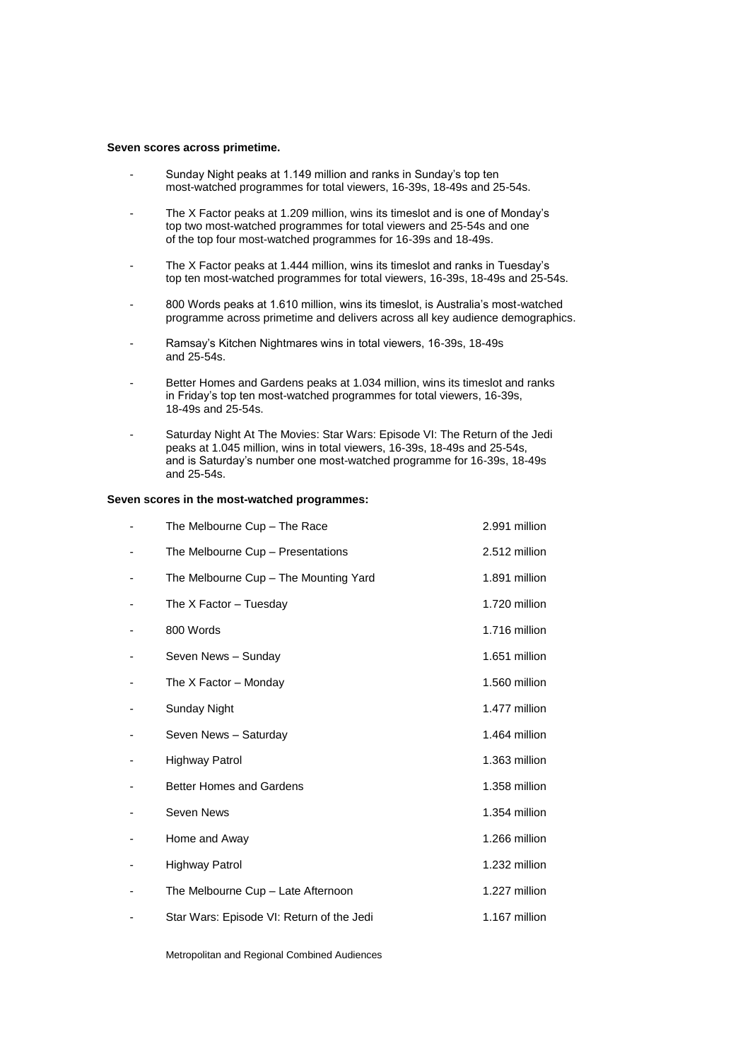**Seven scores across primetime.**

- Sunday Night peaks at 1.149 million and ranks in Sunday's top ten most-watched programmes for total viewers, 16-39s, 18-49s and 25-54s.
- The X Factor peaks at 1.209 million, wins its timeslot and is one of Monday's top two most-watched programmes for total viewers and 25-54s and one of the top four most-watched programmes for 16-39s and 18-49s.
- The X Factor peaks at 1.444 million, wins its timeslot and ranks in Tuesday's top ten most-watched programmes for total viewers, 16-39s, 18-49s and 25-54s.
- 800 Words peaks at 1.610 million, wins its timeslot, is Australia's most-watched programme across primetime and delivers across all key audience demographics.
- Ramsay's Kitchen Nightmares wins in total viewers, 16-39s, 18-49s and 25-54s.
- Better Homes and Gardens peaks at 1.034 million, wins its timeslot and ranks in Friday's top ten most-watched programmes for total viewers, 16-39s, 18-49s and 25-54s.
- Saturday Night At The Movies: Star Wars: Episode VI: The Return of the Jedi peaks at 1.045 million, wins in total viewers, 16-39s, 18-49s and 25-54s, and is Saturday's number one most-watched programme for 16-39s, 18-49s and 25-54s.

**Seven scores in the most-watched programmes:**

| | |
|---|---|
| - The Melbourne Cup – The Race | 2.991 million |
| - The Melbourne Cup – Presentations | 2.512 million |
| - The Melbourne Cup – The Mounting Yard | 1.891 million |
| - The X Factor – Tuesday | 1.720 million |
| - 800 Words | 1.716 million |
| - Seven News – Sunday | 1.651 million |
| - The X Factor – Monday | 1.560 million |
| - Sunday Night | 1.477 million |
| - Seven News – Saturday | 1.464 million |
| - Highway Patrol | 1.363 million |
| - Better Homes and Gardens | 1.358 million |
| - Seven News | 1.354 million |
| - Home and Away | 1.266 million |
| - Highway Patrol | 1.232 million |
| - The Melbourne Cup – Late Afternoon | 1.227 million |
| - Star Wars: Episode VI: Return of the Jedi | 1.167 million |

Metropolitan and Regional Combined Audiences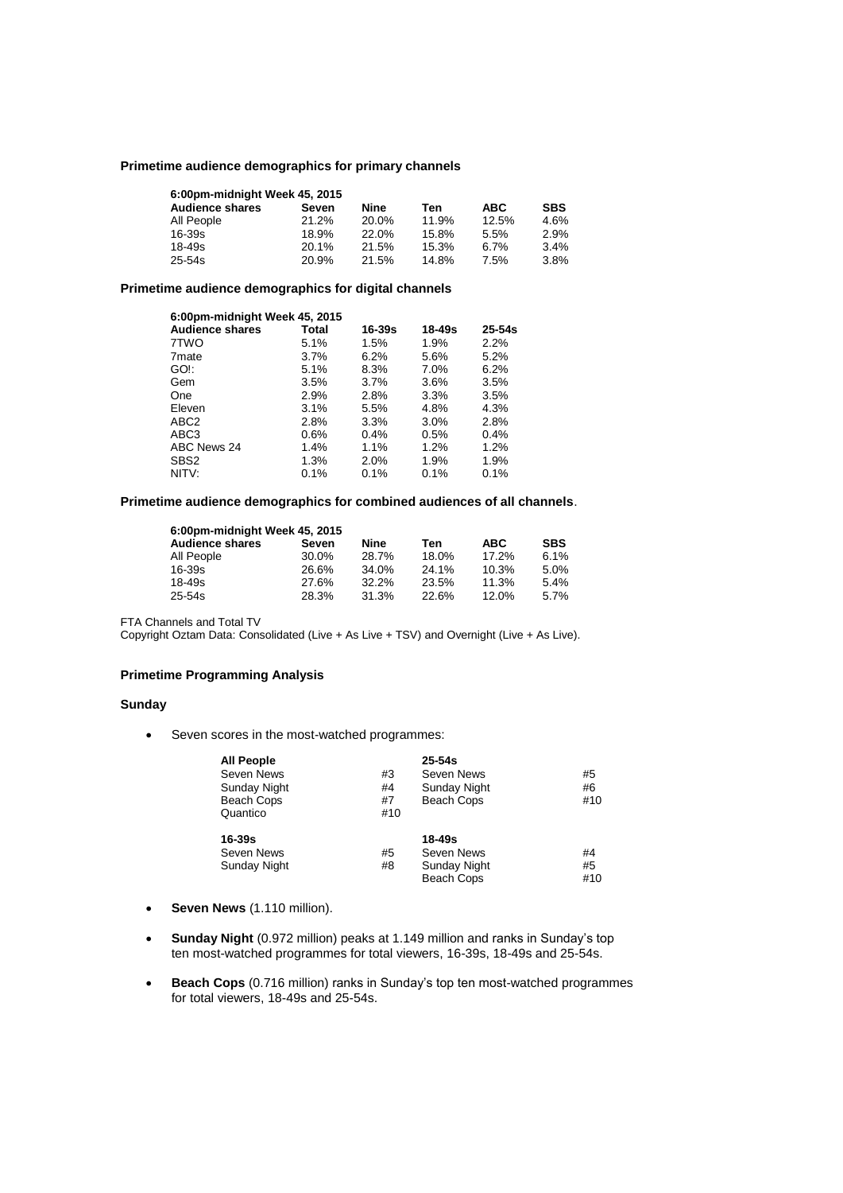**Primetime audience demographics for primary channels**

| 6:00pm-midnight Week 45, 2015 | | | | | |
|---|---|---|---|---|---|
| **Audience shares** | **Seven** | **Nine** | **Ten** | **ABC** | **SBS** |
| All People | 21.2% | 20.0% | 11.9% | 12.5% | 4.6% |
| 16-39s | 18.9% | 22.0% | 15.8% | 5.5% | 2.9% |
| 18-49s | 20.1% | 21.5% | 15.3% | 6.7% | 3.4% |
| 25-54s | 20.9% | 21.5% | 14.8% | 7.5% | 3.8% |

**Primetime audience demographics for digital channels**

| 6:00pm-midnight Week 45, 2015 | | | | |
|---|---|---|---|---|
| **Audience shares** | **Total** | **16-39s** | **18-49s** | **25-54s** |
| 7TWO | 5.1% | 1.5% | 1.9% | 2.2% |
| 7mate | 3.7% | 6.2% | 5.6% | 5.2% |
| GO!: | 5.1% | 8.3% | 7.0% | 6.2% |
| Gem | 3.5% | 3.7% | 3.6% | 3.5% |
| One | 2.9% | 2.8% | 3.3% | 3.5% |
| Eleven | 3.1% | 5.5% | 4.8% | 4.3% |
| ABC2 | 2.8% | 3.3% | 3.0% | 2.8% |
| ABC3 | 0.6% | 0.4% | 0.5% | 0.4% |
| ABC News 24 | 1.4% | 1.1% | 1.2% | 1.2% |
| SBS2 | 1.3% | 2.0% | 1.9% | 1.9% |
| NITV: | 0.1% | 0.1% | 0.1% | 0.1% |

**Primetime audience demographics for combined audiences of all channels**.

| 6:00pm-midnight Week 45, 2015 | | | | | |
|---|---|---|---|---|---|
| **Audience shares** | **Seven** | **Nine** | **Ten** | **ABC** | **SBS** |
| All People | 30.0% | 28.7% | 18.0% | 17.2% | 6.1% |
| 16-39s | 26.6% | 34.0% | 24.1% | 10.3% | 5.0% |
| 18-49s | 27.6% | 32.2% | 23.5% | 11.3% | 5.4% |
| 25-54s | 28.3% | 31.3% | 22.6% | 12.0% | 5.7% |

FTA Channels and Total TV
Copyright Oztam Data: Consolidated (Live + As Live + TSV) and Overnight (Live + As Live).

**Primetime Programming Analysis**

**Sunday**

- Seven scores in the most-watched programmes:

| **All People** | | **25-54s** | |
|---|---|---|---|
| Seven News | #3 | Seven News | #5 |
| Sunday Night | #4 | Sunday Night | #6 |
| Beach Cops | #7 | Beach Cops | #10 |
| Quantico | #10 | | |
| **16-39s** | | **18-49s** | |
| Seven News | #5 | Seven News | #4 |
| Sunday Night | #8 | Sunday Night | #5 |
| | | Beach Cops | #10 |

- **Seven News** (1.110 million).
- **Sunday Night** (0.972 million) peaks at 1.149 million and ranks in Sunday's top ten most-watched programmes for total viewers, 16-39s, 18-49s and 25-54s.
- **Beach Cops** (0.716 million) ranks in Sunday's top ten most-watched programmes for total viewers, 18-49s and 25-54s.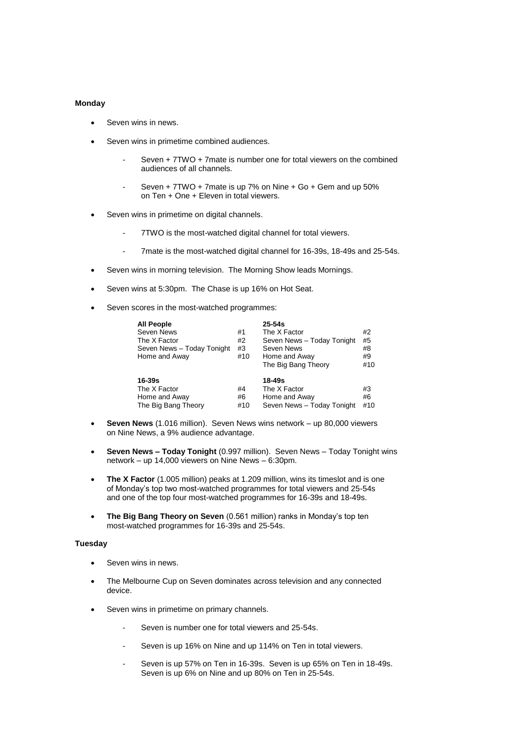**Monday**

- Seven wins in news.
- Seven wins in primetime combined audiences.
  - Seven + 7TWO + 7mate is number one for total viewers on the combined audiences of all channels.
  - Seven + 7TWO + 7mate is up 7% on Nine + Go + Gem and up 50% on Ten + One + Eleven in total viewers.
- Seven wins in primetime on digital channels.
  - 7TWO is the most-watched digital channel for total viewers.
  - 7mate is the most-watched digital channel for 16-39s, 18-49s and 25-54s.
- Seven wins in morning television. The Morning Show leads Mornings.
- Seven wins at 5:30pm. The Chase is up 16% on Hot Seat.
- Seven scores in the most-watched programmes:

| | | | |
|---|---|---|---|
| **All People** | | **25-54s** | |
| Seven News | #1 | The X Factor | #2 |
| The X Factor | #2 | Seven News – Today Tonight | #5 |
| Seven News – Today Tonight | #3 | Seven News | #8 |
| Home and Away | #10 | Home and Away | #9 |
| | | The Big Bang Theory | #10 |
| **16-39s** | | **18-49s** | |
| The X Factor | #4 | The X Factor | #3 |
| Home and Away | #6 | Home and Away | #6 |
| The Big Bang Theory | #10 | Seven News – Today Tonight | #10 |

- **Seven News** (1.016 million). Seven News wins network – up 80,000 viewers on Nine News, a 9% audience advantage.
- **Seven News – Today Tonight** (0.997 million). Seven News – Today Tonight wins network – up 14,000 viewers on Nine News – 6:30pm.
- **The X Factor** (1.005 million) peaks at 1.209 million, wins its timeslot and is one of Monday's top two most-watched programmes for total viewers and 25-54s and one of the top four most-watched programmes for 16-39s and 18-49s.
- **The Big Bang Theory on Seven** (0.561 million) ranks in Monday's top ten most-watched programmes for 16-39s and 25-54s.

**Tuesday**

- Seven wins in news.
- The Melbourne Cup on Seven dominates across television and any connected device.
- Seven wins in primetime on primary channels.
  - Seven is number one for total viewers and 25-54s.
  - Seven is up 16% on Nine and up 114% on Ten in total viewers.
  - Seven is up 57% on Ten in 16-39s. Seven is up 65% on Ten in 18-49s. Seven is up 6% on Nine and up 80% on Ten in 25-54s.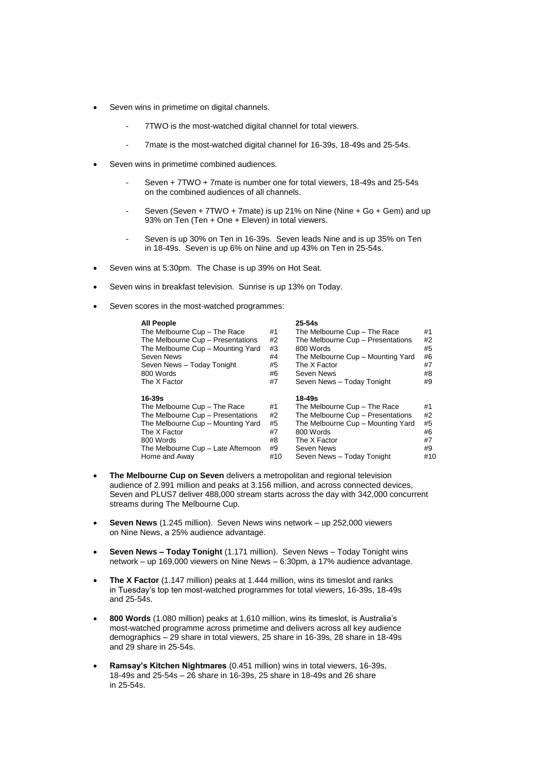- Seven wins in primetime on digital channels.
  - 7TWO is the most-watched digital channel for total viewers.
  - 7mate is the most-watched digital channel for 16-39s, 18-49s and 25-54s.
- Seven wins in primetime combined audiences.
  - Seven + 7TWO + 7mate is number one for total viewers, 18-49s and 25-54s on the combined audiences of all channels.
  - Seven (Seven + 7TWO + 7mate) is up 21% on Nine (Nine + Go + Gem) and up 93% on Ten (Ten + One + Eleven) in total viewers.
  - Seven is up 30% on Ten in 16-39s. Seven leads Nine and is up 35% on Ten in 18-49s. Seven is up 6% on Nine and up 43% on Ten in 25-54s.
- Seven wins at 5:30pm. The Chase is up 39% on Hot Seat.
- Seven wins in breakfast television. Sunrise is up 13% on Today.
- Seven scores in the most-watched programmes:

| All People | | 25-54s | |
|---|---|---|---|
| The Melbourne Cup – The Race | #1 | The Melbourne Cup – The Race | #1 |
| The Melbourne Cup – Presentations | #2 | The Melbourne Cup – Presentations | #2 |
| The Melbourne Cup – Mounting Yard | #3 | 800 Words | #5 |
| Seven News | #4 | The Melbourne Cup – Mounting Yard | #6 |
| Seven News – Today Tonight | #5 | The X Factor | #7 |
| 800 Words | #6 | Seven News | #8 |
| The X Factor | #7 | Seven News – Today Tonight | #9 |

| 16-39s | | 18-49s | |
|---|---|---|---|
| The Melbourne Cup – The Race | #1 | The Melbourne Cup – The Race | #1 |
| The Melbourne Cup – Presentations | #2 | The Melbourne Cup – Presentations | #2 |
| The Melbourne Cup – Mounting Yard | #5 | The Melbourne Cup – Mounting Yard | #5 |
| The X Factor | #7 | 800 Words | #6 |
| 800 Words | #8 | The X Factor | #7 |
| The Melbourne Cup – Late Afternoon | #9 | Seven News | #9 |
| Home and Away | #10 | Seven News – Today Tonight | #10 |

- **The Melbourne Cup on Seven** delivers a metropolitan and regional television audience of 2.991 million and peaks at 3.156 million, and across connected devices, Seven and PLUS7 deliver 488,000 stream starts across the day with 342,000 concurrent streams during The Melbourne Cup.
- **Seven News** (1.245 million). Seven News wins network – up 252,000 viewers on Nine News, a 25% audience advantage.
- **Seven News – Today Tonight** (1.171 million). Seven News – Today Tonight wins network – up 169,000 viewers on Nine News – 6:30pm, a 17% audience advantage.
- **The X Factor** (1.147 million) peaks at 1.444 million, wins its timeslot and ranks in Tuesday's top ten most-watched programmes for total viewers, 16-39s, 18-49s and 25-54s.
- **800 Words** (1.080 million) peaks at 1.610 million, wins its timeslot, is Australia's most-watched programme across primetime and delivers across all key audience demographics – 29 share in total viewers, 25 share in 16-39s, 28 share in 18-49s and 29 share in 25-54s.
- **Ramsay's Kitchen Nightmares** (0.451 million) wins in total viewers, 16-39s, 18-49s and 25-54s – 26 share in 16-39s, 25 share in 18-49s and 26 share in 25-54s.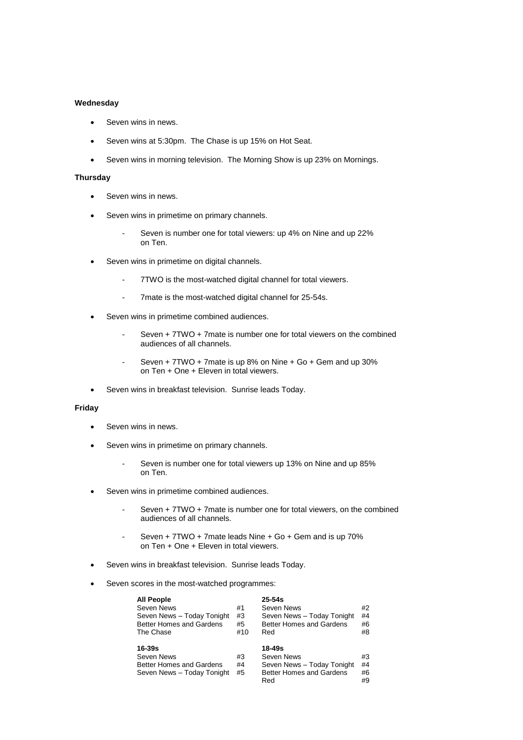**Wednesday**

- Seven wins in news.
- Seven wins at 5:30pm. The Chase is up 15% on Hot Seat.
- Seven wins in morning television. The Morning Show is up 23% on Mornings.

**Thursday**

- Seven wins in news.
- Seven wins in primetime on primary channels.
  - Seven is number one for total viewers: up 4% on Nine and up 22% on Ten.
- Seven wins in primetime on digital channels.
  - 7TWO is the most-watched digital channel for total viewers.
  - 7mate is the most-watched digital channel for 25-54s.
- Seven wins in primetime combined audiences.
  - Seven + 7TWO + 7mate is number one for total viewers on the combined audiences of all channels.
  - Seven + 7TWO + 7mate is up 8% on Nine + Go + Gem and up 30% on Ten + One + Eleven in total viewers.
- Seven wins in breakfast television. Sunrise leads Today.

**Friday**

- Seven wins in news.
- Seven wins in primetime on primary channels.
  - Seven is number one for total viewers up 13% on Nine and up 85% on Ten.
- Seven wins in primetime combined audiences.
  - Seven + 7TWO + 7mate is number one for total viewers, on the combined audiences of all channels.
  - Seven + 7TWO + 7mate leads Nine + Go + Gem and is up 70% on Ten + One + Eleven in total viewers.
- Seven wins in breakfast television. Sunrise leads Today.
- Seven scores in the most-watched programmes:

| **All People** | | **25-54s** | |
|---|---|---|---|
| Seven News | #1 | Seven News | #2 |
| Seven News – Today Tonight | #3 | Seven News – Today Tonight | #4 |
| Better Homes and Gardens | #5 | Better Homes and Gardens | #6 |
| The Chase | #10 | Red | #8 |

| **16-39s** | | **18-49s** | |
|---|---|---|---|
| Seven News | #3 | Seven News | #3 |
| Better Homes and Gardens | #4 | Seven News – Today Tonight | #4 |
| Seven News – Today Tonight | #5 | Better Homes and Gardens | #6 |
| | | Red | #9 |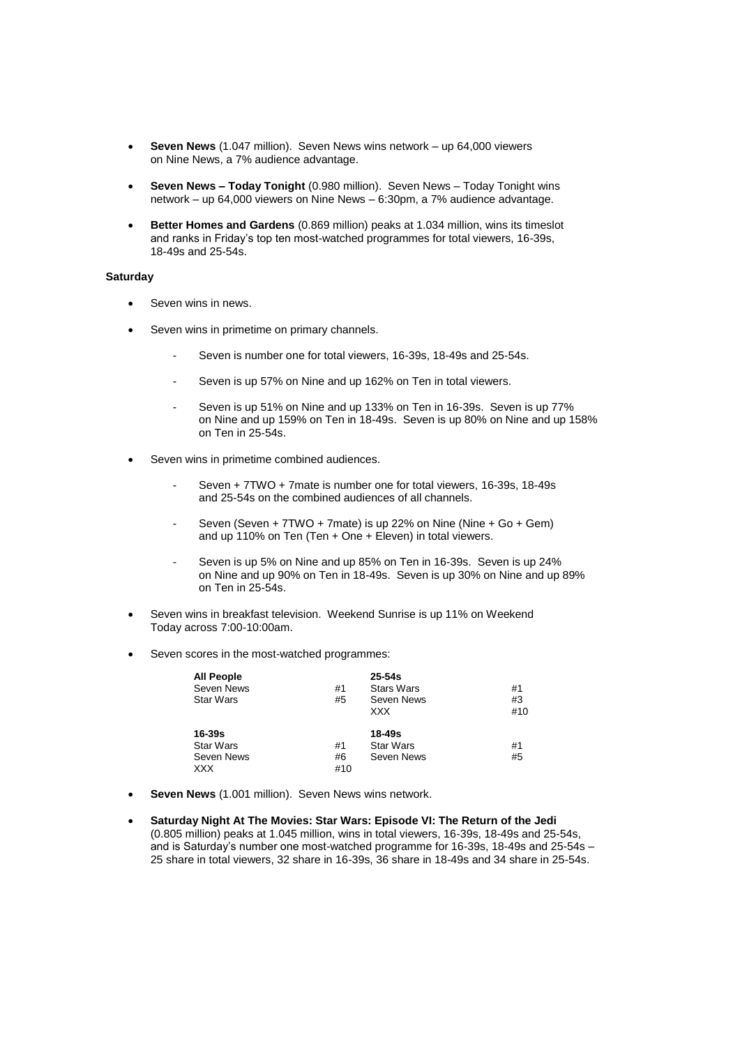- **Seven News** (1.047 million). Seven News wins network – up 64,000 viewers on Nine News, a 7% audience advantage.

- **Seven News – Today Tonight** (0.980 million). Seven News – Today Tonight wins network – up 64,000 viewers on Nine News – 6:30pm, a 7% audience advantage.

- **Better Homes and Gardens** (0.869 million) peaks at 1.034 million, wins its timeslot and ranks in Friday's top ten most-watched programmes for total viewers, 16-39s, 18-49s and 25-54s.

**Saturday**

- Seven wins in news.

- Seven wins in primetime on primary channels.

  - Seven is number one for total viewers, 16-39s, 18-49s and 25-54s.
  - Seven is up 57% on Nine and up 162% on Ten in total viewers.
  - Seven is up 51% on Nine and up 133% on Ten in 16-39s. Seven is up 77% on Nine and up 159% on Ten in 18-49s. Seven is up 80% on Nine and up 158% on Ten in 25-54s.

- Seven wins in primetime combined audiences.

  - Seven + 7TWO + 7mate is number one for total viewers, 16-39s, 18-49s and 25-54s on the combined audiences of all channels.
  - Seven (Seven + 7TWO + 7mate) is up 22% on Nine (Nine + Go + Gem) and up 110% on Ten (Ten + One + Eleven) in total viewers.
  - Seven is up 5% on Nine and up 85% on Ten in 16-39s. Seven is up 24% on Nine and up 90% on Ten in 18-49s. Seven is up 30% on Nine and up 89% on Ten in 25-54s.

- Seven wins in breakfast television. Weekend Sunrise is up 11% on Weekend Today across 7:00-10:00am.

- Seven scores in the most-watched programmes:

| **All People** | | **25-54s** | |
|---|---|---|---|
| Seven News | #1 | Stars Wars | #1 |
| Star Wars | #5 | Seven News | #3 |
| | | XXX | #10 |
| **16-39s** | | **18-49s** | |
| Star Wars | #1 | Star Wars | #1 |
| Seven News | #6 | Seven News | #5 |
| XXX | #10 | | |

- **Seven News** (1.001 million). Seven News wins network.

- **Saturday Night At The Movies: Star Wars: Episode VI: The Return of the Jedi** (0.805 million) peaks at 1.045 million, wins in total viewers, 16-39s, 18-49s and 25-54s, and is Saturday's number one most-watched programme for 16-39s, 18-49s and 25-54s – 25 share in total viewers, 32 share in 16-39s, 36 share in 18-49s and 34 share in 25-54s.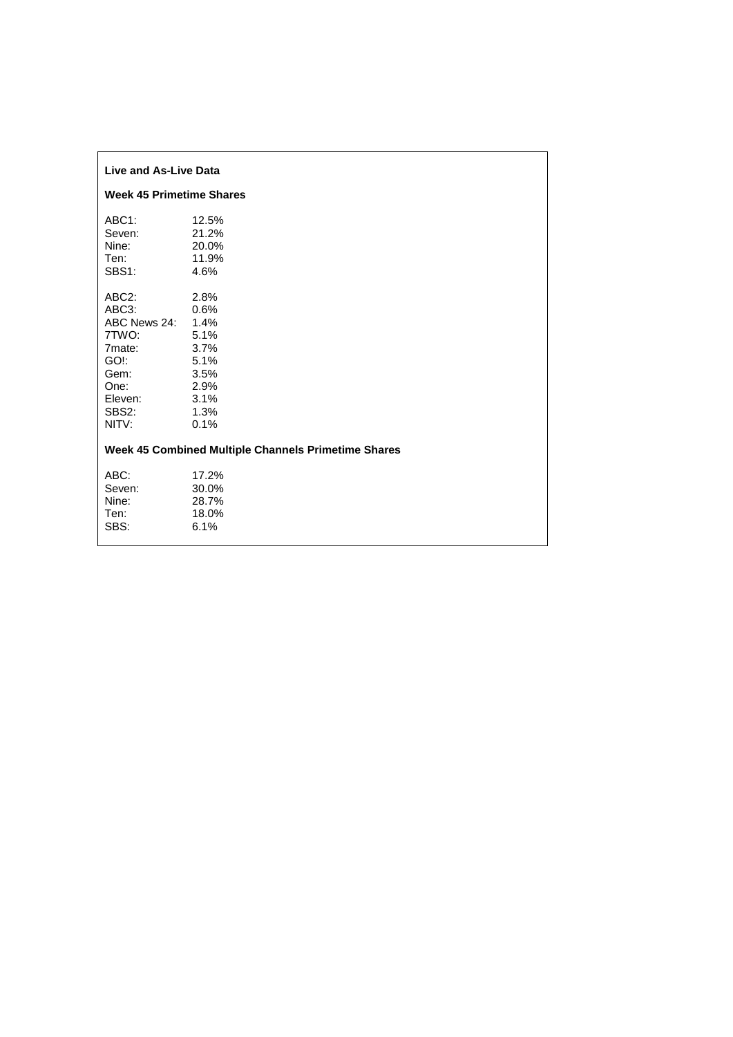**Live and As-Live Data**

**Week 45 Primetime Shares**

| | |
|---|---|
| ABC1: | 12.5% |
| Seven: | 21.2% |
| Nine: | 20.0% |
| Ten: | 11.9% |
| SBS1: | 4.6% |

| | |
|---|---|
| ABC2: | 2.8% |
| ABC3: | 0.6% |
| ABC News 24: | 1.4% |
| 7TWO: | 5.1% |
| 7mate: | 3.7% |
| GO!: | 5.1% |
| Gem: | 3.5% |
| One: | 2.9% |
| Eleven: | 3.1% |
| SBS2: | 1.3% |
| NITV: | 0.1% |

**Week 45 Combined Multiple Channels Primetime Shares**

| | |
|---|---|
| ABC: | 17.2% |
| Seven: | 30.0% |
| Nine: | 28.7% |
| Ten: | 18.0% |
| SBS: | 6.1% |